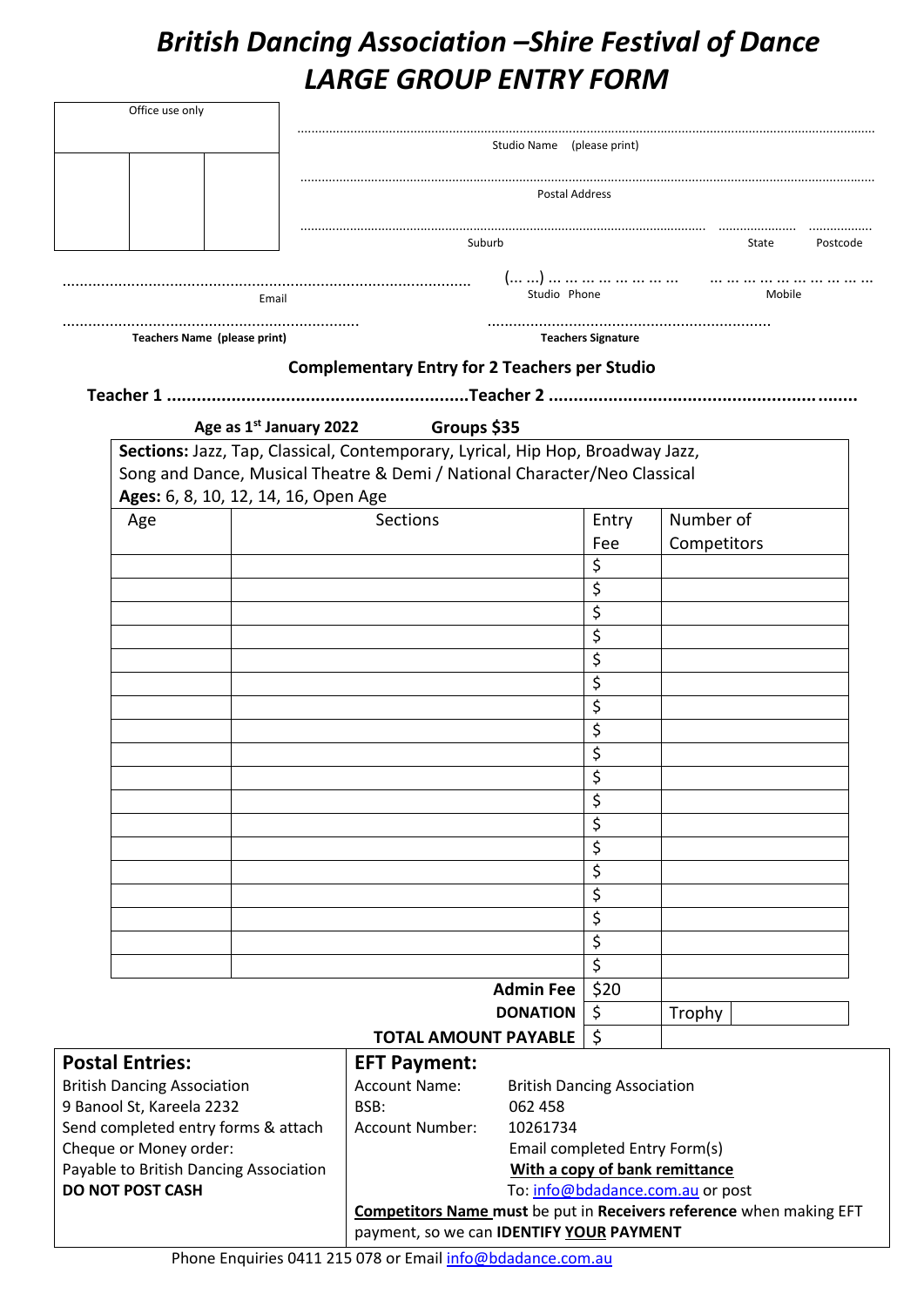# *British Dancing Association –Shire Festival of Dance*
# *LARGE GROUP ENTRY FORM*

Office use only

| | | |
|---|---|---|
| | | |

.......................................................................................................................................................
Studio Name (please print)

.......................................................................................................................................................
Postal Address

................................................................................................................ ..................... .................
Suburb State Postcode

............................................................................................. (... ...) ... ... ... ... ... ... ... ... ... ... ... ... ... ... ... ... ...
Email Studio Phone Mobile

.................................................................... .................................................................
**Teachers Name (please print)** **Teachers Signature**

**Complementary Entry for 2 Teachers per Studio**

**Teacher 1 .............................................................Teacher 2 ...............................................................**

**Age as 1st January 2022** **Groups $35**

**Sections:** Jazz, Tap, Classical, Contemporary, Lyrical, Hip Hop, Broadway Jazz, Song and Dance, Musical Theatre & Demi / National Character/Neo Classical
**Ages:** 6, 8, 10, 12, 14, 16, Open Age

| Age | Sections | Entry Fee | Number of Competitors |
|---|---|---|---|
| | | $ | |
| | | $ | |
| | | $ | |
| | | $ | |
| | | $ | |
| | | $ | |
| | | $ | |
| | | $ | |
| | | $ | |
| | | $ | |
| | | $ | |
| | | $ | |
| | | $ | |
| | | $ | |
| | | $ | |
| | | $ | |
| | | $ | |
| | | $ | |
| | **Admin Fee** | $20 | |
| | **DONATION** | $ | Trophy |
| | **TOTAL AMOUNT PAYABLE** | $ | |

| **Postal Entries:** | **EFT Payment:** |
|---|---|
| British Dancing Association<br>9 Banool St, Kareela 2232<br>Send completed entry forms & attach Cheque or Money order:<br>Payable to British Dancing Association<br>**DO NOT POST CASH** | Account Name: British Dancing Association<br>BSB: 062 458<br>Account Number: 10261734<br>Email completed Entry Form(s)<br>**With a copy of bank remittance**<br>To: info@bdadance.com.au or post<br>**Competitors Name must** be put in **Receivers reference** when making EFT payment, so we can **IDENTIFY YOUR PAYMENT** |

Phone Enquiries 0411 215 078 or Email info@bdadance.com.au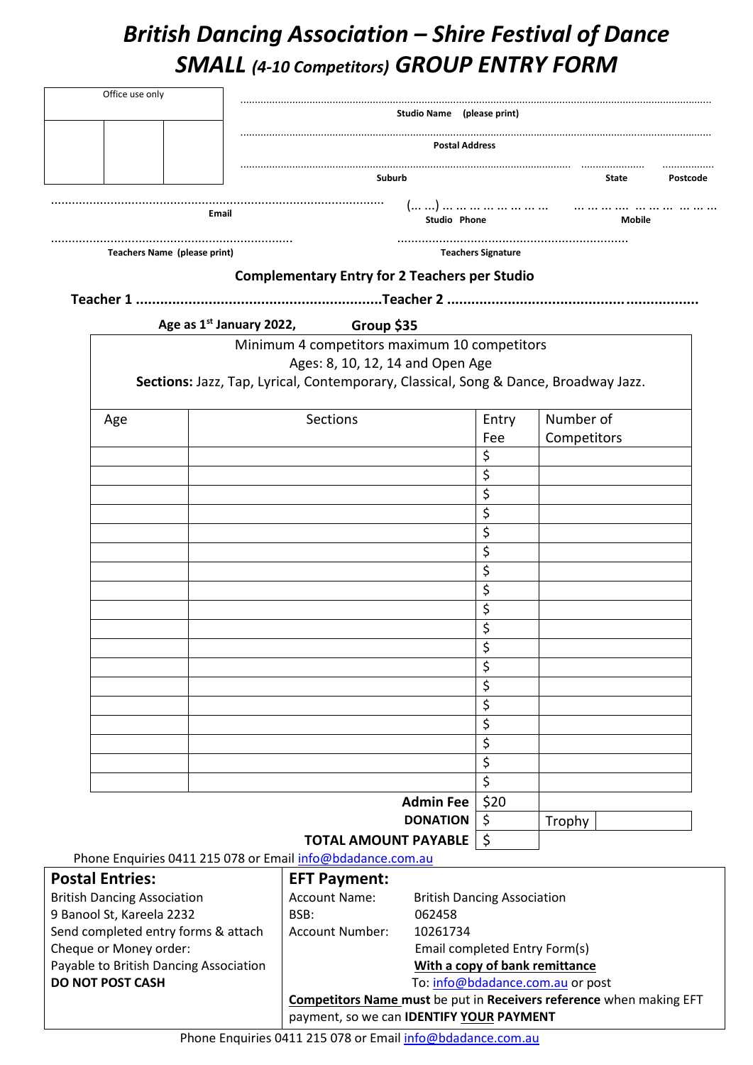# British Dancing Association – Shire Festival of Dance

## SMALL *(4-10 Competitors)* GROUP ENTRY FORM

| Office use only | | |
|---|---|---|
| | | |

.......................................................................................................................
**Studio Name (please print)**

.......................................................................................................................
**Postal Address**

.......................................................................................................... ..................... ..................
**Suburb** **State** **Postcode**

.......................................................................................................
**Email**

(… …) … … … … … … … …
**Studio Phone**

… … … …. … … … … … …
**Mobile**

...................................................................................
**Teachers Name (please print)**

...................................................................................
**Teachers Signature**

**Complementary Entry for 2 Teachers per Studio**

**Teacher 1 ..........................................................Teacher 2 ...........................................................**

**Age as 1st January 2022,** **Group $35**

Minimum 4 competitors maximum 10 competitors
Ages: 8, 10, 12, 14 and Open Age
**Sections:** Jazz, Tap, Lyrical, Contemporary, Classical, Song & Dance, Broadway Jazz.

| Age | Sections | Entry Fee | Number of Competitors |
|---|---|---|---|
| | | $ | |
| | | $ | |
| | | $ | |
| | | $ | |
| | | $ | |
| | | $ | |
| | | $ | |
| | | $ | |
| | | $ | |
| | | $ | |
| | | $ | |
| | | $ | |
| | | $ | |
| | | $ | |
| | | $ | |
| | | $ | |
| | | $ | |
| | | $ | |
| | **Admin Fee** | $20 | |
| | **DONATION** | $ | Trophy |
| | **TOTAL AMOUNT PAYABLE** | $ | |

Phone Enquiries 0411 215 078 or Email info@bdadance.com.au

| **Postal Entries:** | **EFT Payment:** |
|---|---|
| British Dancing Association<br>9 Banool St, Kareela 2232<br>Send completed entry forms & attach Cheque or Money order:<br>Payable to British Dancing Association<br>**DO NOT POST CASH** | Account Name: British Dancing Association<br>BSB: 062458<br>Account Number: 10261734<br>Email completed Entry Form(s)<br>**With a copy of bank remittance**<br>To: info@bdadance.com.au or post<br>**Competitors Name must** be put in **Receivers reference** when making EFT payment, so we can **IDENTIFY YOUR PAYMENT** |

Phone Enquiries 0411 215 078 or Email info@bdadance.com.au